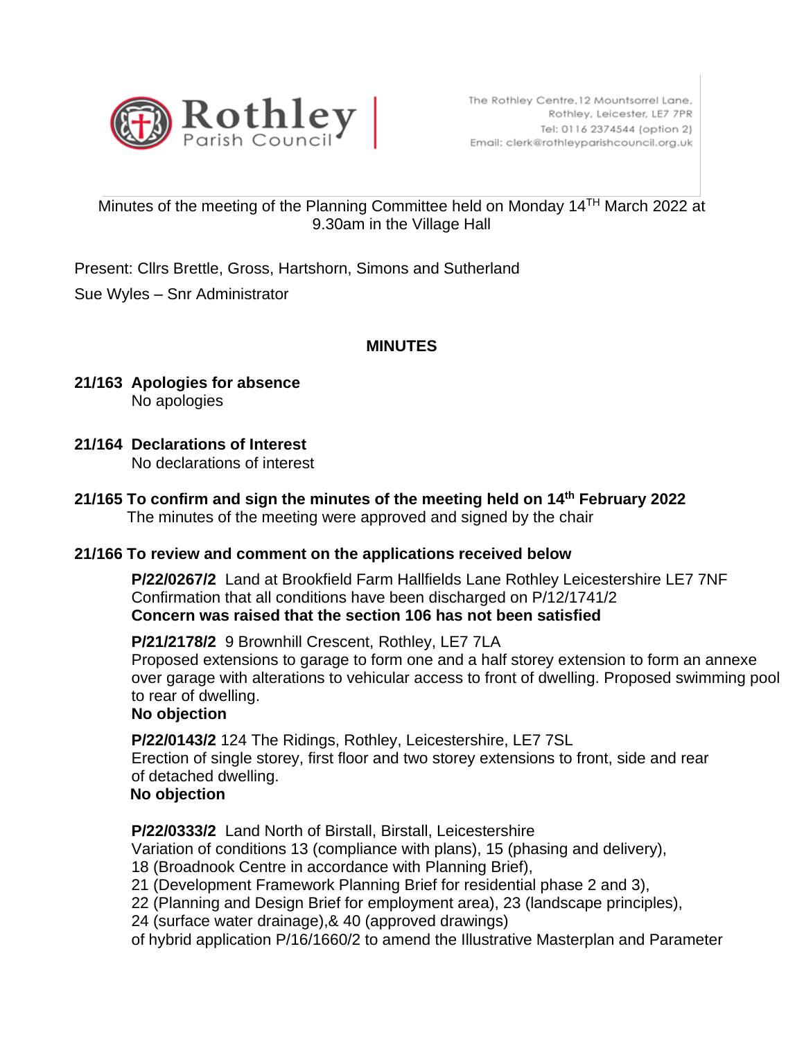**Rothley Parish Council**

The Rothley Centre, 12 Mountsorrel Lane,
Rothley, Leicester, LE7 7PR
Tel: 0116 2374544 (option 2)
Email: clerk@rothleyparishcouncil.org.uk

Minutes of the meeting of the Planning Committee held on Monday 14TH March 2022 at 9.30am in the Village Hall

Present: Cllrs Brettle, Gross, Hartshorn, Simons and Sutherland

Sue Wyles – Snr Administrator

## MINUTES

**21/163 Apologies for absence**
No apologies

**21/164 Declarations of Interest**
No declarations of interest

**21/165 To confirm and sign the minutes of the meeting held on 14th February 2022**
The minutes of the meeting were approved and signed by the chair

**21/166 To review and comment on the applications received below**

**P/22/0267/2** Land at Brookfield Farm Hallfields Lane Rothley Leicestershire LE7 7NF
Confirmation that all conditions have been discharged on P/12/1741/2
**Concern was raised that the section 106 has not been satisfied**

**P/21/2178/2** 9 Brownhill Crescent, Rothley, LE7 7LA
Proposed extensions to garage to form one and a half storey extension to form an annexe over garage with alterations to vehicular access to front of dwelling. Proposed swimming pool to rear of dwelling.
**No objection**

**P/22/0143/2** 124 The Ridings, Rothley, Leicestershire, LE7 7SL
Erection of single storey, first floor and two storey extensions to front, side and rear of detached dwelling.
**No objection**

**P/22/0333/2** Land North of Birstall, Birstall, Leicestershire
Variation of conditions 13 (compliance with plans), 15 (phasing and delivery), 18 (Broadnook Centre in accordance with Planning Brief), 21 (Development Framework Planning Brief for residential phase 2 and 3), 22 (Planning and Design Brief for employment area), 23 (landscape principles), 24 (surface water drainage),& 40 (approved drawings) of hybrid application P/16/1660/2 to amend the Illustrative Masterplan and Parameter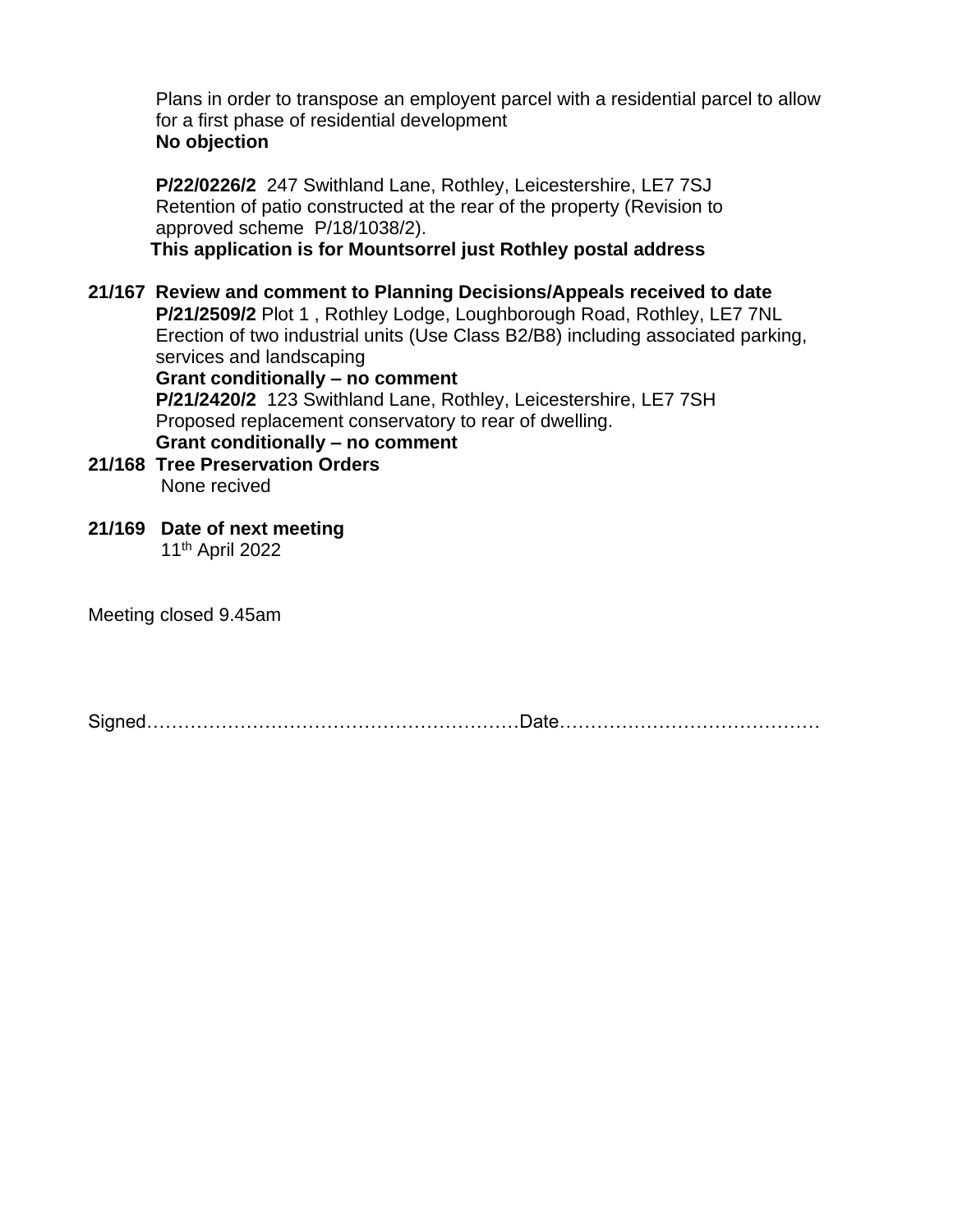Plans in order to transpose an employent parcel with a residential parcel to allow for a first phase of residential development
**No objection**

**P/22/0226/2** 247 Swithland Lane, Rothley, Leicestershire, LE7 7SJ
Retention of patio constructed at the rear of the property (Revision to approved scheme P/18/1038/2).
**This application is for Mountsorrel just Rothley postal address**

**21/167 Review and comment to Planning Decisions/Appeals received to date**
**P/21/2509/2** Plot 1 , Rothley Lodge, Loughborough Road, Rothley, LE7 7NL
Erection of two industrial units (Use Class B2/B8) including associated parking, services and landscaping
**Grant conditionally – no comment**
**P/21/2420/2** 123 Swithland Lane, Rothley, Leicestershire, LE7 7SH
Proposed replacement conservatory to rear of dwelling.
**Grant conditionally – no comment**

**21/168 Tree Preservation Orders**
None recived

**21/169 Date of next meeting**
11th April 2022

Meeting closed 9.45am

Signed……………………………………………………Date……………………………………